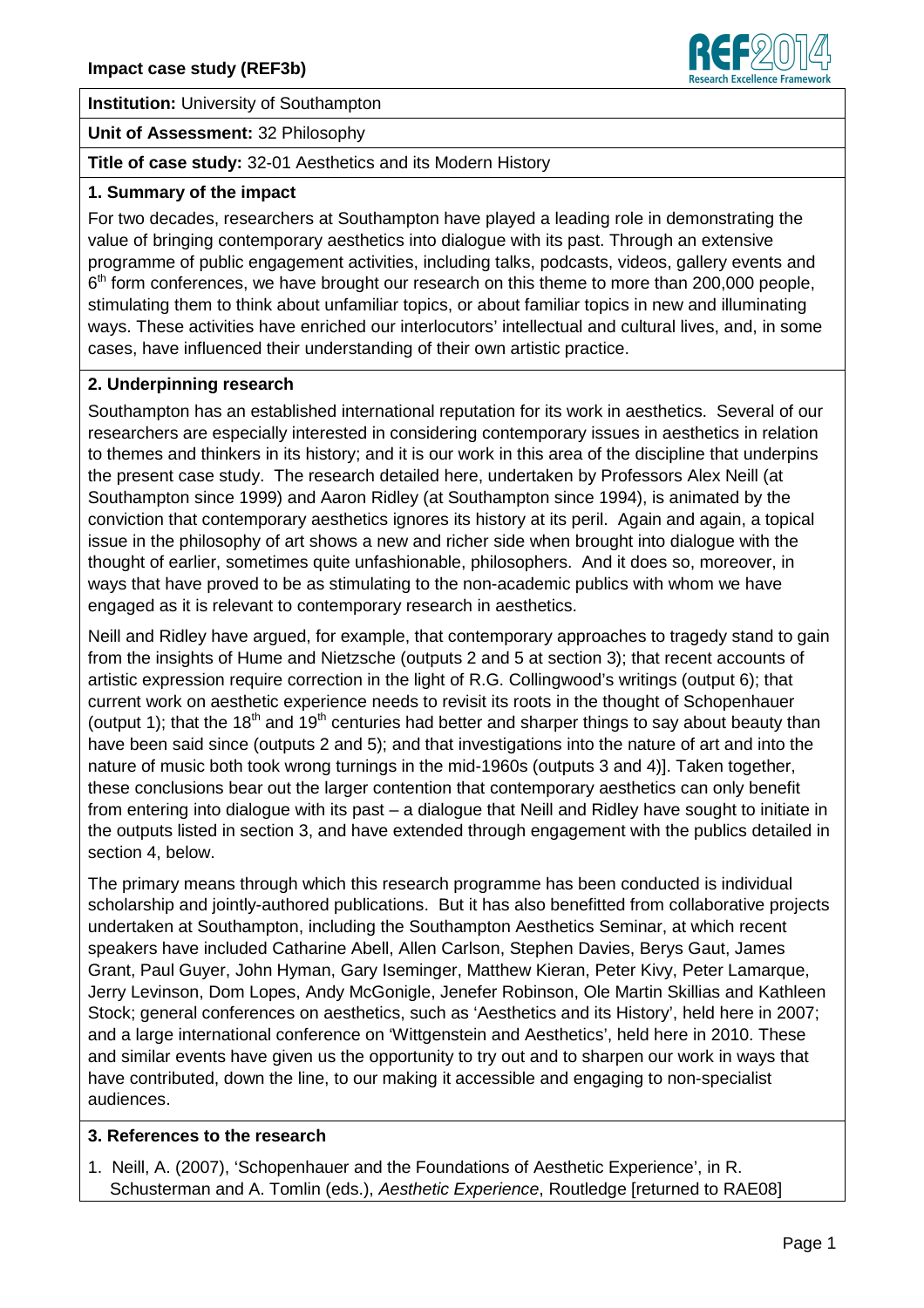**Impact case study (REF3b)**

**Institution:** University of Southampton

**Unit of Assessment:** 32 Philosophy

**Title of case study:** 32-01 Aesthetics and its Modern History

## 1. Summary of the impact

For two decades, researchers at Southampton have played a leading role in demonstrating the value of bringing contemporary aesthetics into dialogue with its past. Through an extensive programme of public engagement activities, including talks, podcasts, videos, gallery events and 6th form conferences, we have brought our research on this theme to more than 200,000 people, stimulating them to think about unfamiliar topics, or about familiar topics in new and illuminating ways. These activities have enriched our interlocutors' intellectual and cultural lives, and, in some cases, have influenced their understanding of their own artistic practice.

## 2. Underpinning research

Southampton has an established international reputation for its work in aesthetics. Several of our researchers are especially interested in considering contemporary issues in aesthetics in relation to themes and thinkers in its history; and it is our work in this area of the discipline that underpins the present case study. The research detailed here, undertaken by Professors Alex Neill (at Southampton since 1999) and Aaron Ridley (at Southampton since 1994), is animated by the conviction that contemporary aesthetics ignores its history at its peril. Again and again, a topical issue in the philosophy of art shows a new and richer side when brought into dialogue with the thought of earlier, sometimes quite unfashionable, philosophers. And it does so, moreover, in ways that have proved to be as stimulating to the non-academic publics with whom we have engaged as it is relevant to contemporary research in aesthetics.

Neill and Ridley have argued, for example, that contemporary approaches to tragedy stand to gain from the insights of Hume and Nietzsche (outputs 2 and 5 at section 3); that recent accounts of artistic expression require correction in the light of R.G. Collingwood's writings (output 6); that current work on aesthetic experience needs to revisit its roots in the thought of Schopenhauer (output 1); that the 18th and 19th centuries had better and sharper things to say about beauty than have been said since (outputs 2 and 5); and that investigations into the nature of art and into the nature of music both took wrong turnings in the mid-1960s (outputs 3 and 4)]. Taken together, these conclusions bear out the larger contention that contemporary aesthetics can only benefit from entering into dialogue with its past – a dialogue that Neill and Ridley have sought to initiate in the outputs listed in section 3, and have extended through engagement with the publics detailed in section 4, below.

The primary means through which this research programme has been conducted is individual scholarship and jointly-authored publications. But it has also benefitted from collaborative projects undertaken at Southampton, including the Southampton Aesthetics Seminar, at which recent speakers have included Catharine Abell, Allen Carlson, Stephen Davies, Berys Gaut, James Grant, Paul Guyer, John Hyman, Gary Iseminger, Matthew Kieran, Peter Kivy, Peter Lamarque, Jerry Levinson, Dom Lopes, Andy McGonigle, Jenefer Robinson, Ole Martin Skillias and Kathleen Stock; general conferences on aesthetics, such as 'Aesthetics and its History', held here in 2007; and a large international conference on 'Wittgenstein and Aesthetics', held here in 2010. These and similar events have given us the opportunity to try out and to sharpen our work in ways that have contributed, down the line, to our making it accessible and engaging to non-specialist audiences.

## 3. References to the research

1. Neill, A. (2007), 'Schopenhauer and the Foundations of Aesthetic Experience', in R. Schusterman and A. Tomlin (eds.), *Aesthetic Experience*, Routledge [returned to RAE08]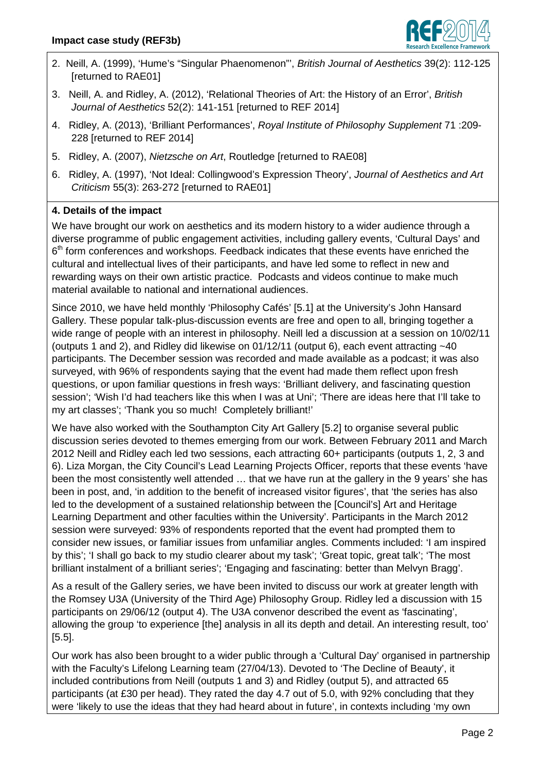2. Neill, A. (1999), 'Hume's "Singular Phaenomenon"', *British Journal of Aesthetics* 39(2): 112-125 [returned to RAE01]
3. Neill, A. and Ridley, A. (2012), 'Relational Theories of Art: the History of an Error', *British Journal of Aesthetics* 52(2): 141-151 [returned to REF 2014]
4. Ridley, A. (2013), 'Brilliant Performances', *Royal Institute of Philosophy Supplement* 71 :209-228 [returned to REF 2014]
5. Ridley, A. (2007), *Nietzsche on Art*, Routledge [returned to RAE08]
6. Ridley, A. (1997), 'Not Ideal: Collingwood's Expression Theory', *Journal of Aesthetics and Art Criticism* 55(3): 263-272 [returned to RAE01]

**4. Details of the impact**

We have brought our work on aesthetics and its modern history to a wider audience through a diverse programme of public engagement activities, including gallery events, 'Cultural Days' and 6th form conferences and workshops. Feedback indicates that these events have enriched the cultural and intellectual lives of their participants, and have led some to reflect in new and rewarding ways on their own artistic practice. Podcasts and videos continue to make much material available to national and international audiences.

Since 2010, we have held monthly 'Philosophy Cafés' [5.1] at the University's John Hansard Gallery. These popular talk-plus-discussion events are free and open to all, bringing together a wide range of people with an interest in philosophy. Neill led a discussion at a session on 10/02/11 (outputs 1 and 2), and Ridley did likewise on 01/12/11 (output 6), each event attracting ~40 participants. The December session was recorded and made available as a podcast; it was also surveyed, with 96% of respondents saying that the event had made them reflect upon fresh questions, or upon familiar questions in fresh ways: 'Brilliant delivery, and fascinating question session'; 'Wish I'd had teachers like this when I was at Uni'; 'There are ideas here that I'll take to my art classes'; 'Thank you so much! Completely brilliant!'

We have also worked with the Southampton City Art Gallery [5.2] to organise several public discussion series devoted to themes emerging from our work. Between February 2011 and March 2012 Neill and Ridley each led two sessions, each attracting 60+ participants (outputs 1, 2, 3 and 6). Liza Morgan, the City Council's Lead Learning Projects Officer, reports that these events 'have been the most consistently well attended … that we have run at the gallery in the 9 years' she has been in post, and, 'in addition to the benefit of increased visitor figures', that 'the series has also led to the development of a sustained relationship between the [Council's] Art and Heritage Learning Department and other faculties within the University'. Participants in the March 2012 session were surveyed: 93% of respondents reported that the event had prompted them to consider new issues, or familiar issues from unfamiliar angles. Comments included: 'I am inspired by this'; 'I shall go back to my studio clearer about my task'; 'Great topic, great talk'; 'The most brilliant instalment of a brilliant series'; 'Engaging and fascinating: better than Melvyn Bragg'.

As a result of the Gallery series, we have been invited to discuss our work at greater length with the Romsey U3A (University of the Third Age) Philosophy Group. Ridley led a discussion with 15 participants on 29/06/12 (output 4). The U3A convenor described the event as 'fascinating', allowing the group 'to experience [the] analysis in all its depth and detail. An interesting result, too' [5.5].

Our work has also been brought to a wider public through a 'Cultural Day' organised in partnership with the Faculty's Lifelong Learning team (27/04/13). Devoted to 'The Decline of Beauty', it included contributions from Neill (outputs 1 and 3) and Ridley (output 5), and attracted 65 participants (at £30 per head). They rated the day 4.7 out of 5.0, with 92% concluding that they were 'likely to use the ideas that they had heard about in future', in contexts including 'my own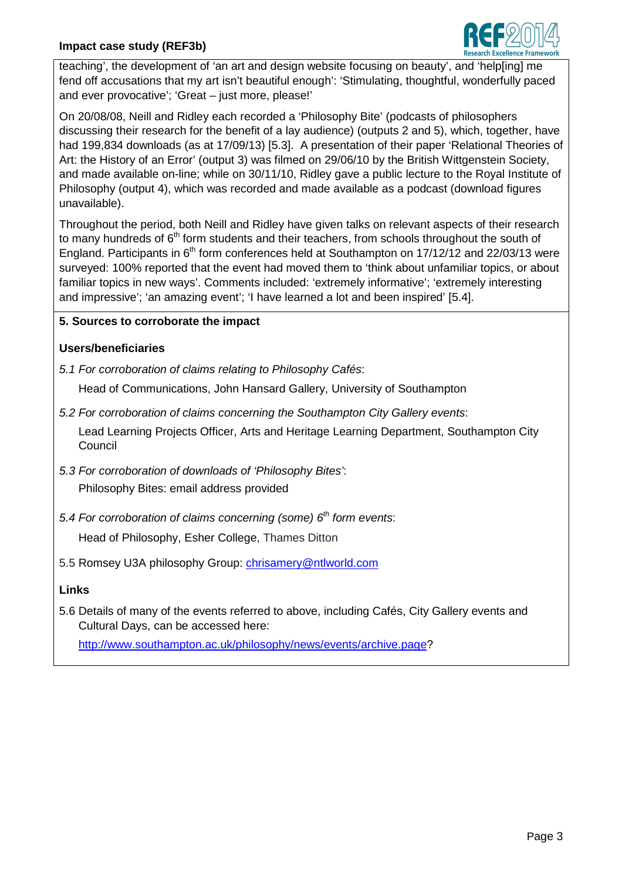teaching', the development of 'an art and design website focusing on beauty', and 'help[ing] me fend off accusations that my art isn't beautiful enough': 'Stimulating, thoughtful, wonderfully paced and ever provocative'; 'Great – just more, please!'

On 20/08/08, Neill and Ridley each recorded a 'Philosophy Bite' (podcasts of philosophers discussing their research for the benefit of a lay audience) (outputs 2 and 5), which, together, have had 199,834 downloads (as at 17/09/13) [5.3]. A presentation of their paper 'Relational Theories of Art: the History of an Error' (output 3) was filmed on 29/06/10 by the British Wittgenstein Society, and made available on-line; while on 30/11/10, Ridley gave a public lecture to the Royal Institute of Philosophy (output 4), which was recorded and made available as a podcast (download figures unavailable).

Throughout the period, both Neill and Ridley have given talks on relevant aspects of their research to many hundreds of 6th form students and their teachers, from schools throughout the south of England. Participants in 6th form conferences held at Southampton on 17/12/12 and 22/03/13 were surveyed: 100% reported that the event had moved them to 'think about unfamiliar topics, or about familiar topics in new ways'. Comments included: 'extremely informative'; 'extremely interesting and impressive'; 'an amazing event'; 'I have learned a lot and been inspired' [5.4].

## 5. Sources to corroborate the impact

### Users/beneficiaries

*5.1 For corroboration of claims relating to Philosophy Cafés*:

Head of Communications, John Hansard Gallery, University of Southampton

*5.2 For corroboration of claims concerning the Southampton City Gallery events*:

Lead Learning Projects Officer, Arts and Heritage Learning Department, Southampton City Council

*5.3 For corroboration of downloads of 'Philosophy Bites'*:

Philosophy Bites: email address provided

*5.4 For corroboration of claims concerning (some) 6th form events*:

Head of Philosophy, Esher College, Thames Ditton

5.5 Romsey U3A philosophy Group: chrisamery@ntlworld.com

### Links

5.6 Details of many of the events referred to above, including Cafés, City Gallery events and Cultural Days, can be accessed here:

http://www.southampton.ac.uk/philosophy/news/events/archive.page?